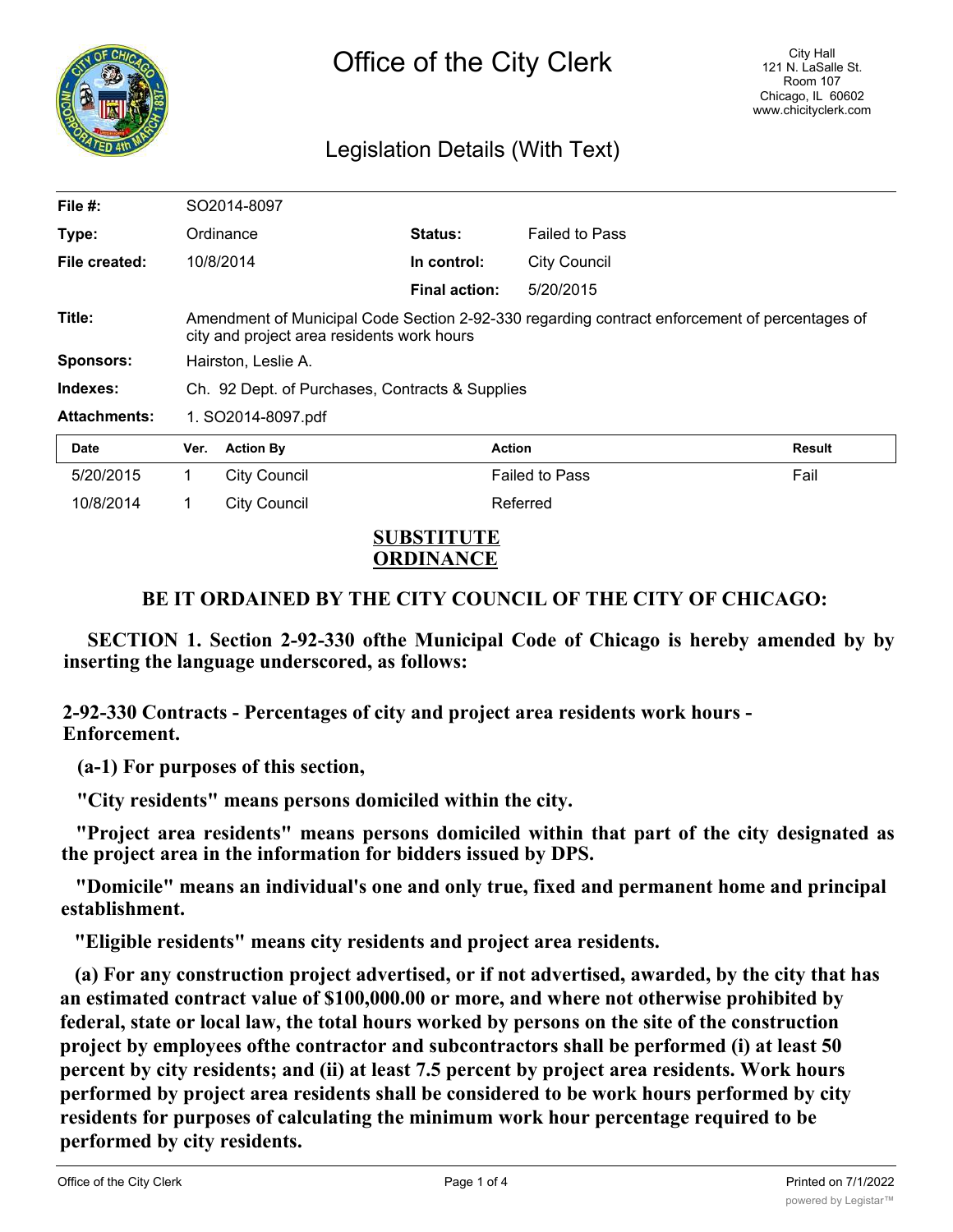# Office of the City Clerk

City Hall
121 N. LaSalle St.
Room 107
Chicago, IL 60602
www.chicityclerk.com

## Legislation Details (With Text)

| | | | |
|---|---|---|---|
| **File #:** | SO2014-8097 | | |
| **Type:** | Ordinance | **Status:** | Failed to Pass |
| **File created:** | 10/8/2014 | **In control:** | City Council |
| | | **Final action:** | 5/20/2015 |
| **Title:** | Amendment of Municipal Code Section 2-92-330 regarding contract enforcement of percentages of city and project area residents work hours | | |
| **Sponsors:** | Hairston, Leslie A. | | |
| **Indexes:** | Ch. 92 Dept. of Purchases, Contracts & Supplies | | |
| **Attachments:** | 1. SO2014-8097.pdf | | |

| Date | Ver. | Action By | Action | Result |
|---|---|---|---|---|
| 5/20/2015 | 1 | City Council | Failed to Pass | Fail |
| 10/8/2014 | 1 | City Council | Referred | |

**SUBSTITUTE ORDINANCE**

**BE IT ORDAINED BY THE CITY COUNCIL OF THE CITY OF CHICAGO:**

**SECTION 1. Section 2-92-330 ofthe Municipal Code of Chicago is hereby amended by by inserting the language underscored, as follows:**

**2-92-330 Contracts - Percentages of city and project area residents work hours - Enforcement.**

**(a-1) For purposes of this section,**

**"City residents" means persons domiciled within the city.**

**"Project area residents" means persons domiciled within that part of the city designated as the project area in the information for bidders issued by DPS.**

**"Domicile" means an individual's one and only true, fixed and permanent home and principal establishment.**

**"Eligible residents" means city residents and project area residents.**

**(a) For any construction project advertised, or if not advertised, awarded, by the city that has an estimated contract value of $100,000.00 or more, and where not otherwise prohibited by federal, state or local law, the total hours worked by persons on the site of the construction project by employees ofthe contractor and subcontractors shall be performed (i) at least 50 percent by city residents; and (ii) at least 7.5 percent by project area residents. Work hours performed by project area residents shall be considered to be work hours performed by city residents for purposes of calculating the minimum work hour percentage required to be performed by city residents.**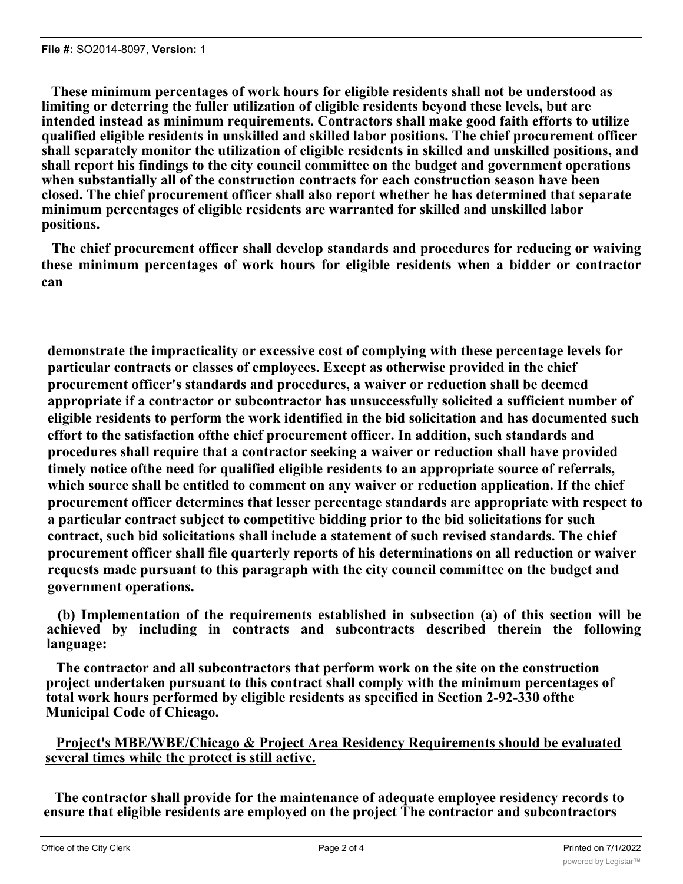**These minimum percentages of work hours for eligible residents shall not be understood as limiting or deterring the fuller utilization of eligible residents beyond these levels, but are intended instead as minimum requirements. Contractors shall make good faith efforts to utilize qualified eligible residents in unskilled and skilled labor positions. The chief procurement officer shall separately monitor the utilization of eligible residents in skilled and unskilled positions, and shall report his findings to the city council committee on the budget and government operations when substantially all of the construction contracts for each construction season have been closed. The chief procurement officer shall also report whether he has determined that separate minimum percentages of eligible residents are warranted for skilled and unskilled labor positions.**

**The chief procurement officer shall develop standards and procedures for reducing or waiving these minimum percentages of work hours for eligible residents when a bidder or contractor can demonstrate the impracticality or excessive cost of complying with these percentage levels for particular contracts or classes of employees. Except as otherwise provided in the chief procurement officer's standards and procedures, a waiver or reduction shall be deemed appropriate if a contractor or subcontractor has unsuccessfully solicited a sufficient number of eligible residents to perform the work identified in the bid solicitation and has documented such effort to the satisfaction ofthe chief procurement officer. In addition, such standards and procedures shall require that a contractor seeking a waiver or reduction shall have provided timely notice ofthe need for qualified eligible residents to an appropriate source of referrals, which source shall be entitled to comment on any waiver or reduction application. If the chief procurement officer determines that lesser percentage standards are appropriate with respect to a particular contract subject to competitive bidding prior to the bid solicitations for such contract, such bid solicitations shall include a statement of such revised standards. The chief procurement officer shall file quarterly reports of his determinations on all reduction or waiver requests made pursuant to this paragraph with the city council committee on the budget and government operations.**

**(b) Implementation of the requirements established in subsection (a) of this section will be achieved by including in contracts and subcontracts described therein the following language:**

**The contractor and all subcontractors that perform work on the site on the construction project undertaken pursuant to this contract shall comply with the minimum percentages of total work hours performed by eligible residents as specified in Section 2-92-330 ofthe Municipal Code of Chicago.**

<u>**Project's MBE/WBE/Chicago & Project Area Residency Requirements should be evaluated several times while the protect is still active.**</u>

**The contractor shall provide for the maintenance of adequate employee residency records to ensure that eligible residents are employed on the project The contractor and subcontractors**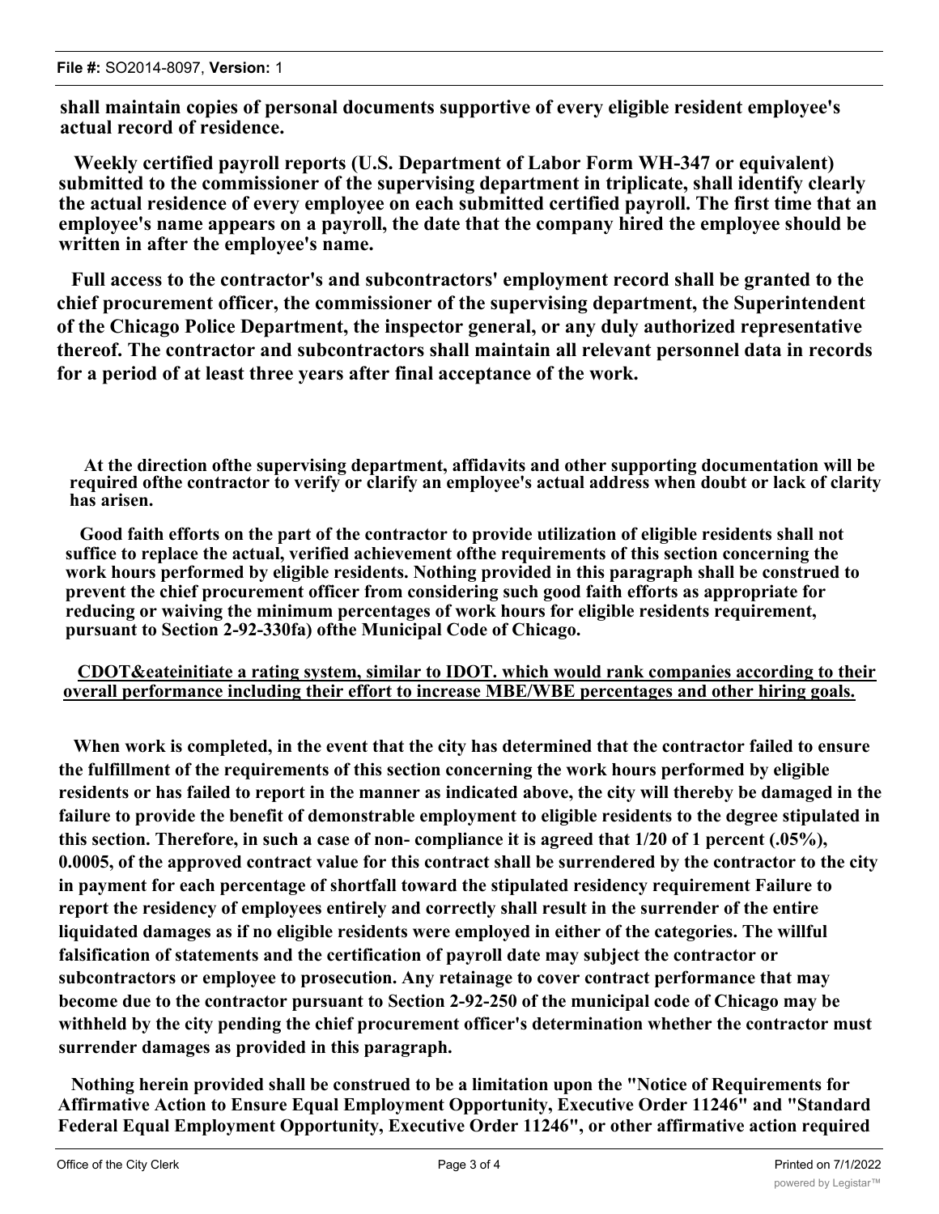**shall maintain copies of personal documents supportive of every eligible resident employee's actual record of residence.**

**Weekly certified payroll reports (U.S. Department of Labor Form WH-347 or equivalent) submitted to the commissioner of the supervising department in triplicate, shall identify clearly the actual residence of every employee on each submitted certified payroll. The first time that an employee's name appears on a payroll, the date that the company hired the employee should be written in after the employee's name.**

**Full access to the contractor's and subcontractors' employment record shall be granted to the chief procurement officer, the commissioner of the supervising department, the Superintendent of the Chicago Police Department, the inspector general, or any duly authorized representative thereof. The contractor and subcontractors shall maintain all relevant personnel data in records for a period of at least three years after final acceptance of the work.**

**At the direction ofthe supervising department, affidavits and other supporting documentation will be required ofthe contractor to verify or clarify an employee's actual address when doubt or lack of clarity has arisen.**

**Good faith efforts on the part of the contractor to provide utilization of eligible residents shall not suffice to replace the actual, verified achievement ofthe requirements of this section concerning the work hours performed by eligible residents. Nothing provided in this paragraph shall be construed to prevent the chief procurement officer from considering such good faith efforts as appropriate for reducing or waiving the minimum percentages of work hours for eligible residents requirement, pursuant to Section 2-92-330fa) ofthe Municipal Code of Chicago.**

<u>**CDOT&eateinitiate a rating system, similar to IDOT. which would rank companies according to their overall performance including their effort to increase MBE/WBE percentages and other hiring goals.**</u>

**When work is completed, in the event that the city has determined that the contractor failed to ensure the fulfillment of the requirements of this section concerning the work hours performed by eligible residents or has failed to report in the manner as indicated above, the city will thereby be damaged in the failure to provide the benefit of demonstrable employment to eligible residents to the degree stipulated in this section. Therefore, in such a case of non- compliance it is agreed that 1/20 of 1 percent (.05%), 0.0005, of the approved contract value for this contract shall be surrendered by the contractor to the city in payment for each percentage of shortfall toward the stipulated residency requirement Failure to report the residency of employees entirely and correctly shall result in the surrender of the entire liquidated damages as if no eligible residents were employed in either of the categories. The willful falsification of statements and the certification of payroll date may subject the contractor or subcontractors or employee to prosecution. Any retainage to cover contract performance that may become due to the contractor pursuant to Section 2-92-250 of the municipal code of Chicago may be withheld by the city pending the chief procurement officer's determination whether the contractor must surrender damages as provided in this paragraph.**

**Nothing herein provided shall be construed to be a limitation upon the "Notice of Requirements for Affirmative Action to Ensure Equal Employment Opportunity, Executive Order 11246" and "Standard Federal Equal Employment Opportunity, Executive Order 11246", or other affirmative action required**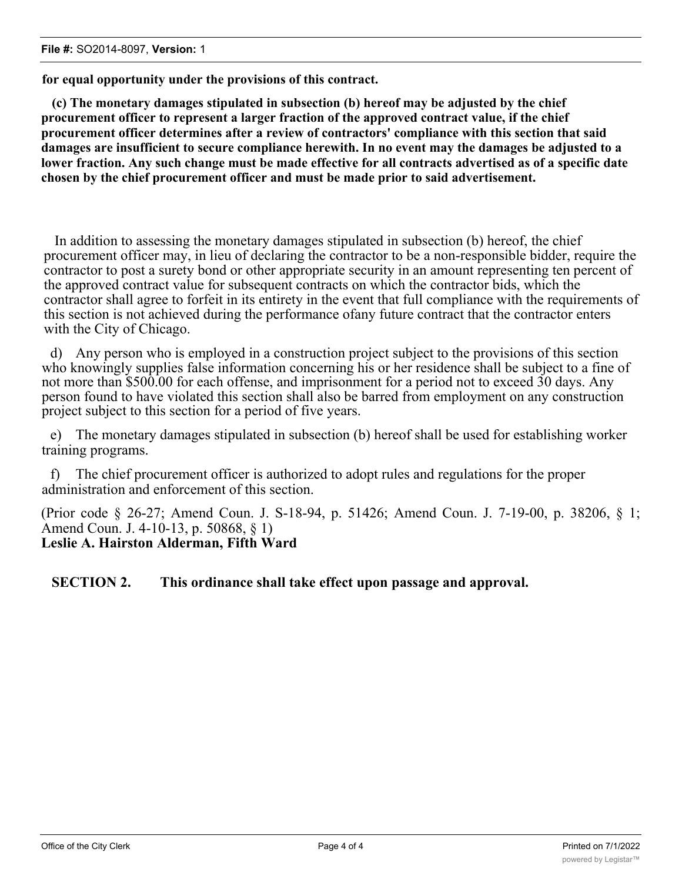**for equal opportunity under the provisions of this contract.**

**(c) The monetary damages stipulated in subsection (b) hereof may be adjusted by the chief procurement officer to represent a larger fraction of the approved contract value, if the chief procurement officer determines after a review of contractors' compliance with this section that said damages are insufficient to secure compliance herewith. In no event may the damages be adjusted to a lower fraction. Any such change must be made effective for all contracts advertised as of a specific date chosen by the chief procurement officer and must be made prior to said advertisement.**

In addition to assessing the monetary damages stipulated in subsection (b) hereof, the chief procurement officer may, in lieu of declaring the contractor to be a non-responsible bidder, require the contractor to post a surety bond or other appropriate security in an amount representing ten percent of the approved contract value for subsequent contracts on which the contractor bids, which the contractor shall agree to forfeit in its entirety in the event that full compliance with the requirements of this section is not achieved during the performance ofany future contract that the contractor enters with the City of Chicago.

d) Any person who is employed in a construction project subject to the provisions of this section who knowingly supplies false information concerning his or her residence shall be subject to a fine of not more than $500.00 for each offense, and imprisonment for a period not to exceed 30 days. Any person found to have violated this section shall also be barred from employment on any construction project subject to this section for a period of five years.

e) The monetary damages stipulated in subsection (b) hereof shall be used for establishing worker training programs.

f) The chief procurement officer is authorized to adopt rules and regulations for the proper administration and enforcement of this section.

(Prior code § 26-27; Amend Coun. J. S-18-94, p. 51426; Amend Coun. J. 7-19-00, p. 38206, § 1; Amend Coun. J. 4-10-13, p. 50868, § 1)

**Leslie A. Hairston Alderman, Fifth Ward**

**SECTION 2. This ordinance shall take effect upon passage and approval.**